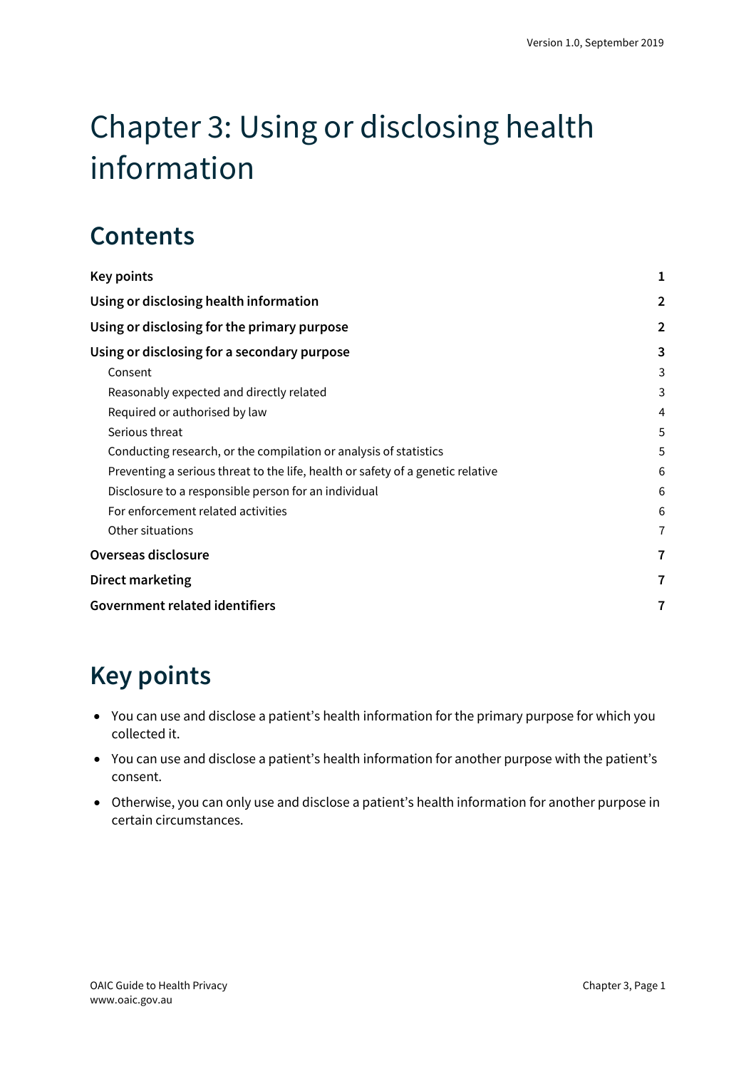# Chapter 3: Using or disclosing health information

## Contents

| | |
|---|---|
| **Key points** | **1** |
| **Using or disclosing health information** | **2** |
| **Using or disclosing for the primary purpose** | **2** |
| **Using or disclosing for a secondary purpose** | **3** |
| Consent | 3 |
| Reasonably expected and directly related | 3 |
| Required or authorised by law | 4 |
| Serious threat | 5 |
| Conducting research, or the compilation or analysis of statistics | 5 |
| Preventing a serious threat to the life, health or safety of a genetic relative | 6 |
| Disclosure to a responsible person for an individual | 6 |
| For enforcement related activities | 6 |
| Other situations | 7 |
| **Overseas disclosure** | **7** |
| **Direct marketing** | **7** |
| **Government related identifiers** | **7** |

## Key points

- You can use and disclose a patient's health information for the primary purpose for which you collected it.
- You can use and disclose a patient's health information for another purpose with the patient's consent.
- Otherwise, you can only use and disclose a patient's health information for another purpose in certain circumstances.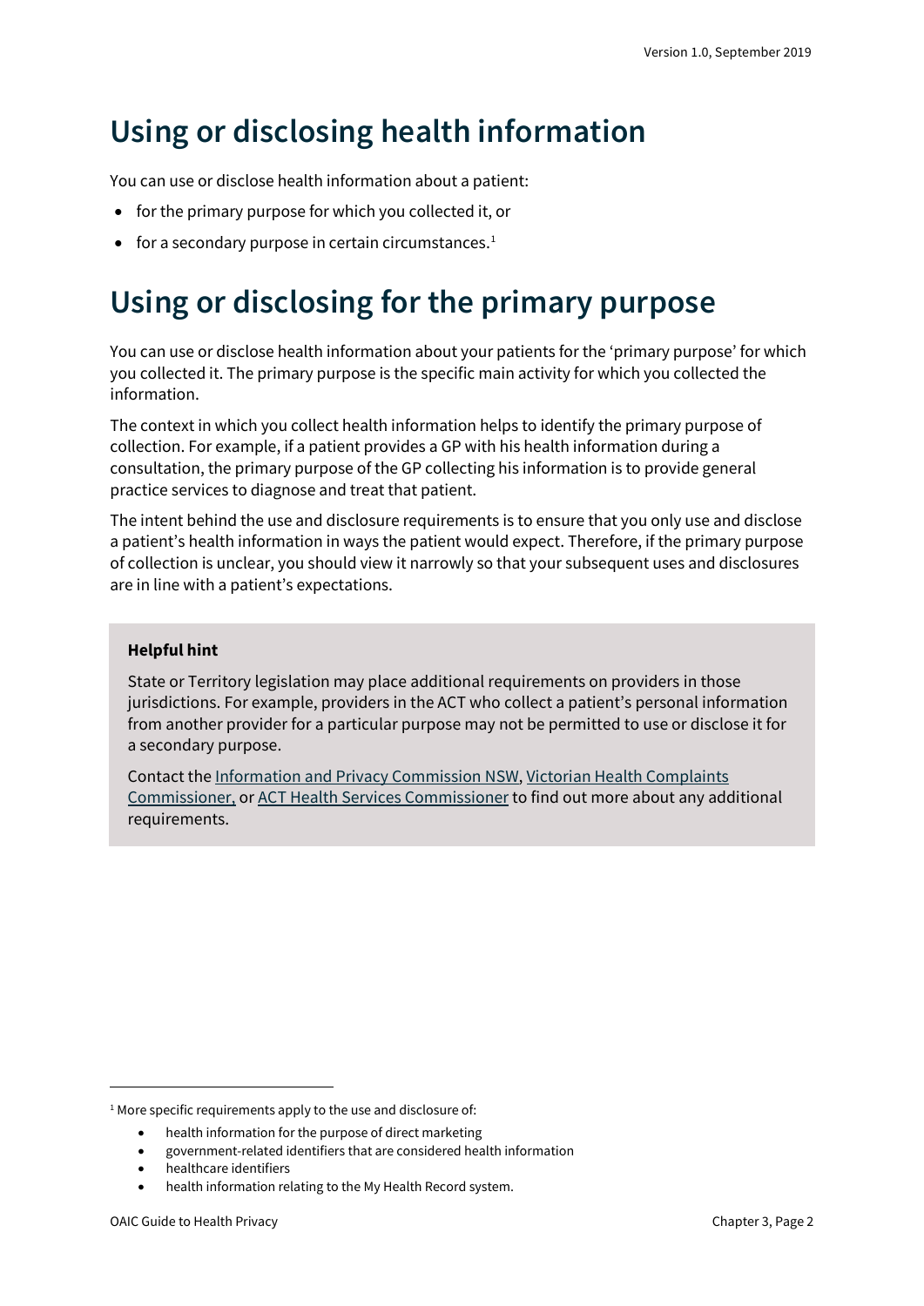# Using or disclosing health information

You can use or disclose health information about a patient:

- for the primary purpose for which you collected it, or
- for a secondary purpose in certain circumstances.[1]

# Using or disclosing for the primary purpose

You can use or disclose health information about your patients for the 'primary purpose' for which you collected it. The primary purpose is the specific main activity for which you collected the information.

The context in which you collect health information helps to identify the primary purpose of collection. For example, if a patient provides a GP with his health information during a consultation, the primary purpose of the GP collecting his information is to provide general practice services to diagnose and treat that patient.

The intent behind the use and disclosure requirements is to ensure that you only use and disclose a patient's health information in ways the patient would expect. Therefore, if the primary purpose of collection is unclear, you should view it narrowly so that your subsequent uses and disclosures are in line with a patient's expectations.

> **Helpful hint**
>
> State or Territory legislation may place additional requirements on providers in those jurisdictions. For example, providers in the ACT who collect a patient's personal information from another provider for a particular purpose may not be permitted to use or disclose it for a secondary purpose.
>
> Contact the Information and Privacy Commission NSW, Victorian Health Complaints Commissioner, or ACT Health Services Commissioner to find out more about any additional requirements.

---

[1] More specific requirements apply to the use and disclosure of:

- health information for the purpose of direct marketing
- government-related identifiers that are considered health information
- healthcare identifiers
- health information relating to the My Health Record system.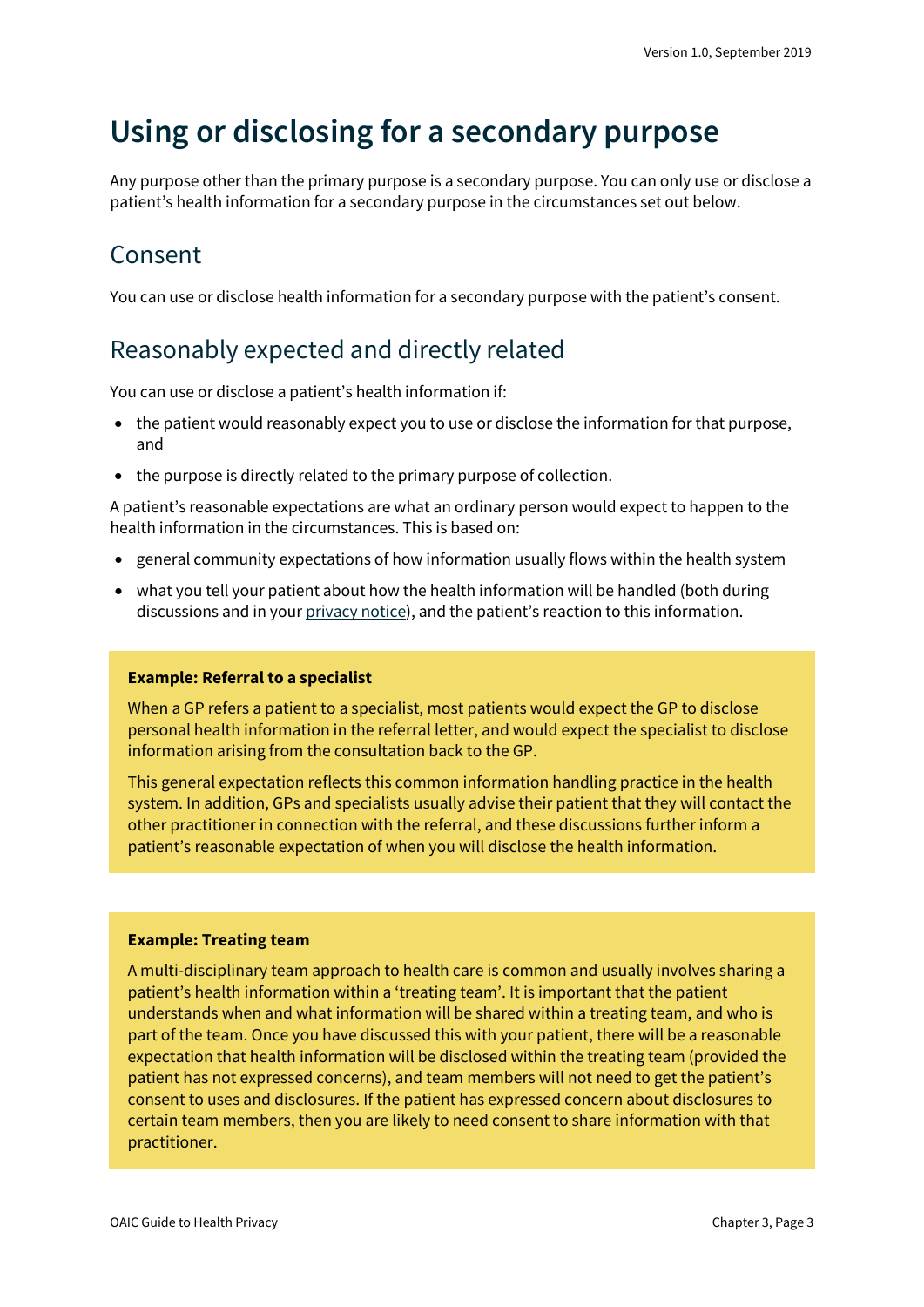# Using or disclosing for a secondary purpose

Any purpose other than the primary purpose is a secondary purpose. You can only use or disclose a patient's health information for a secondary purpose in the circumstances set out below.

## Consent

You can use or disclose health information for a secondary purpose with the patient's consent.

## Reasonably expected and directly related

You can use or disclose a patient's health information if:

- the patient would reasonably expect you to use or disclose the information for that purpose, and
- the purpose is directly related to the primary purpose of collection.

A patient's reasonable expectations are what an ordinary person would expect to happen to the health information in the circumstances. This is based on:

- general community expectations of how information usually flows within the health system
- what you tell your patient about how the health information will be handled (both during discussions and in your privacy notice), and the patient's reaction to this information.

**Example: Referral to a specialist**

When a GP refers a patient to a specialist, most patients would expect the GP to disclose personal health information in the referral letter, and would expect the specialist to disclose information arising from the consultation back to the GP.

This general expectation reflects this common information handling practice in the health system. In addition, GPs and specialists usually advise their patient that they will contact the other practitioner in connection with the referral, and these discussions further inform a patient's reasonable expectation of when you will disclose the health information.

**Example: Treating team**

A multi-disciplinary team approach to health care is common and usually involves sharing a patient's health information within a 'treating team'. It is important that the patient understands when and what information will be shared within a treating team, and who is part of the team. Once you have discussed this with your patient, there will be a reasonable expectation that health information will be disclosed within the treating team (provided the patient has not expressed concerns), and team members will not need to get the patient's consent to uses and disclosures. If the patient has expressed concern about disclosures to certain team members, then you are likely to need consent to share information with that practitioner.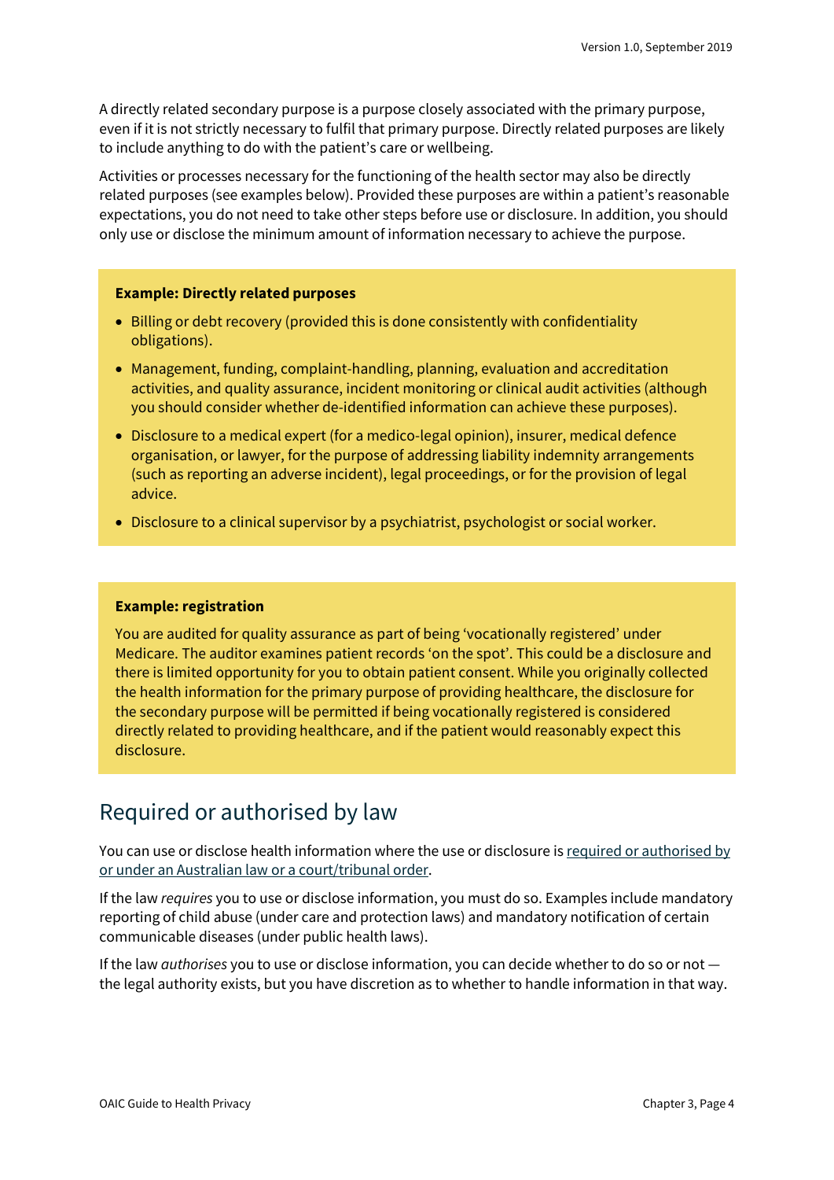A directly related secondary purpose is a purpose closely associated with the primary purpose, even if it is not strictly necessary to fulfil that primary purpose. Directly related purposes are likely to include anything to do with the patient's care or wellbeing.

Activities or processes necessary for the functioning of the health sector may also be directly related purposes (see examples below). Provided these purposes are within a patient's reasonable expectations, you do not need to take other steps before use or disclosure. In addition, you should only use or disclose the minimum amount of information necessary to achieve the purpose.

**Example: Directly related purposes**

- Billing or debt recovery (provided this is done consistently with confidentiality obligations).
- Management, funding, complaint-handling, planning, evaluation and accreditation activities, and quality assurance, incident monitoring or clinical audit activities (although you should consider whether de-identified information can achieve these purposes).
- Disclosure to a medical expert (for a medico-legal opinion), insurer, medical defence organisation, or lawyer, for the purpose of addressing liability indemnity arrangements (such as reporting an adverse incident), legal proceedings, or for the provision of legal advice.
- Disclosure to a clinical supervisor by a psychiatrist, psychologist or social worker.

**Example: registration**

You are audited for quality assurance as part of being 'vocationally registered' under Medicare. The auditor examines patient records 'on the spot'. This could be a disclosure and there is limited opportunity for you to obtain patient consent. While you originally collected the health information for the primary purpose of providing healthcare, the disclosure for the secondary purpose will be permitted if being vocationally registered is considered directly related to providing healthcare, and if the patient would reasonably expect this disclosure.

## Required or authorised by law

You can use or disclose health information where the use or disclosure is required or authorised by or under an Australian law or a court/tribunal order.

If the law *requires* you to use or disclose information, you must do so. Examples include mandatory reporting of child abuse (under care and protection laws) and mandatory notification of certain communicable diseases (under public health laws).

If the law *authorises* you to use or disclose information, you can decide whether to do so or not — the legal authority exists, but you have discretion as to whether to handle information in that way.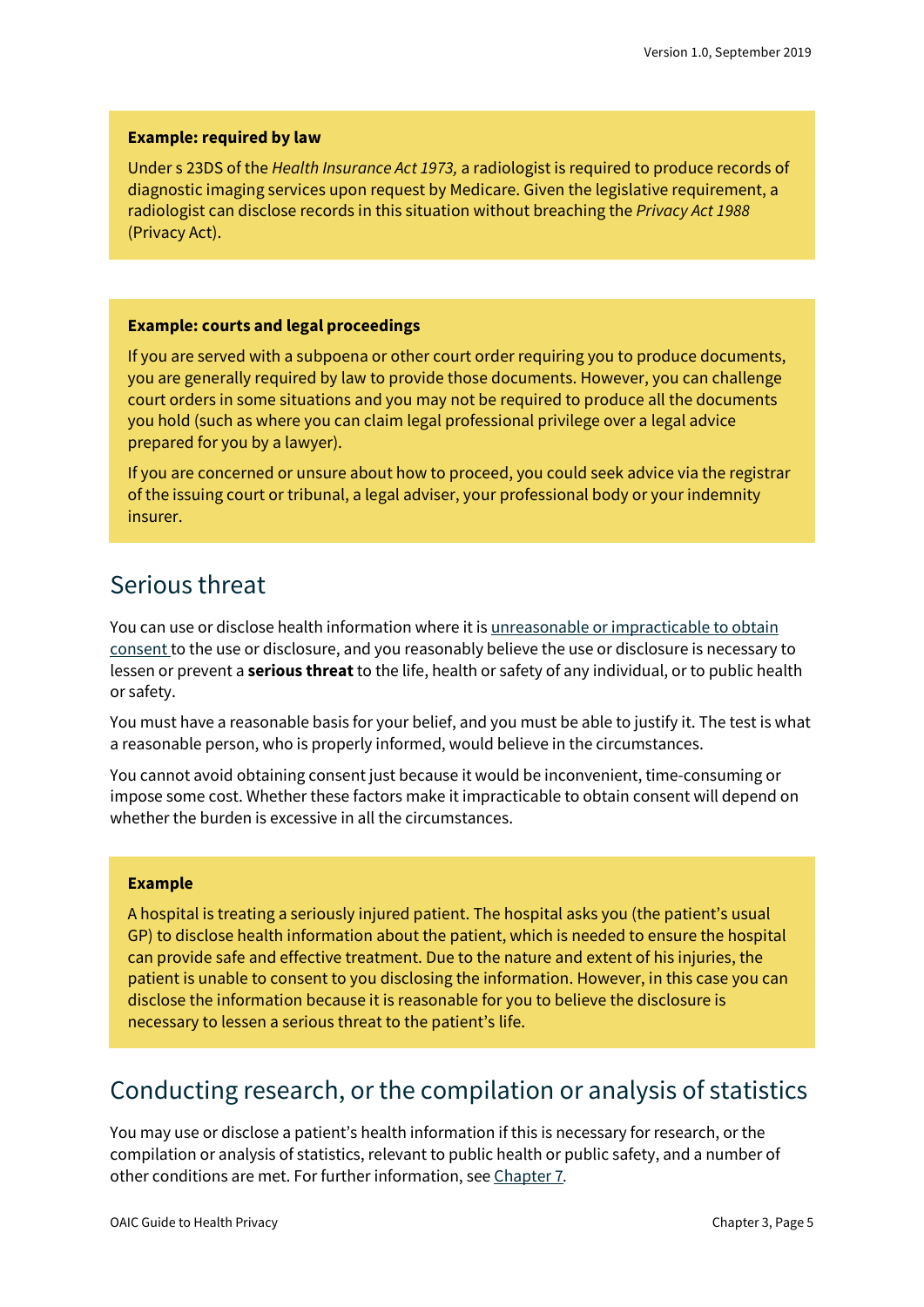**Example: required by law**

Under s 23DS of the *Health Insurance Act 1973,* a radiologist is required to produce records of diagnostic imaging services upon request by Medicare. Given the legislative requirement, a radiologist can disclose records in this situation without breaching the *Privacy Act 1988* (Privacy Act).

**Example: courts and legal proceedings**

If you are served with a subpoena or other court order requiring you to produce documents, you are generally required by law to provide those documents. However, you can challenge court orders in some situations and you may not be required to produce all the documents you hold (such as where you can claim legal professional privilege over a legal advice prepared for you by a lawyer).

If you are concerned or unsure about how to proceed, you could seek advice via the registrar of the issuing court or tribunal, a legal adviser, your professional body or your indemnity insurer.

## Serious threat

You can use or disclose health information where it is unreasonable or impracticable to obtain consent to the use or disclosure, and you reasonably believe the use or disclosure is necessary to lessen or prevent a **serious threat** to the life, health or safety of any individual, or to public health or safety.

You must have a reasonable basis for your belief, and you must be able to justify it. The test is what a reasonable person, who is properly informed, would believe in the circumstances.

You cannot avoid obtaining consent just because it would be inconvenient, time-consuming or impose some cost. Whether these factors make it impracticable to obtain consent will depend on whether the burden is excessive in all the circumstances.

**Example**

A hospital is treating a seriously injured patient. The hospital asks you (the patient's usual GP) to disclose health information about the patient, which is needed to ensure the hospital can provide safe and effective treatment. Due to the nature and extent of his injuries, the patient is unable to consent to you disclosing the information. However, in this case you can disclose the information because it is reasonable for you to believe the disclosure is necessary to lessen a serious threat to the patient's life.

## Conducting research, or the compilation or analysis of statistics

You may use or disclose a patient's health information if this is necessary for research, or the compilation or analysis of statistics, relevant to public health or public safety, and a number of other conditions are met. For further information, see Chapter 7.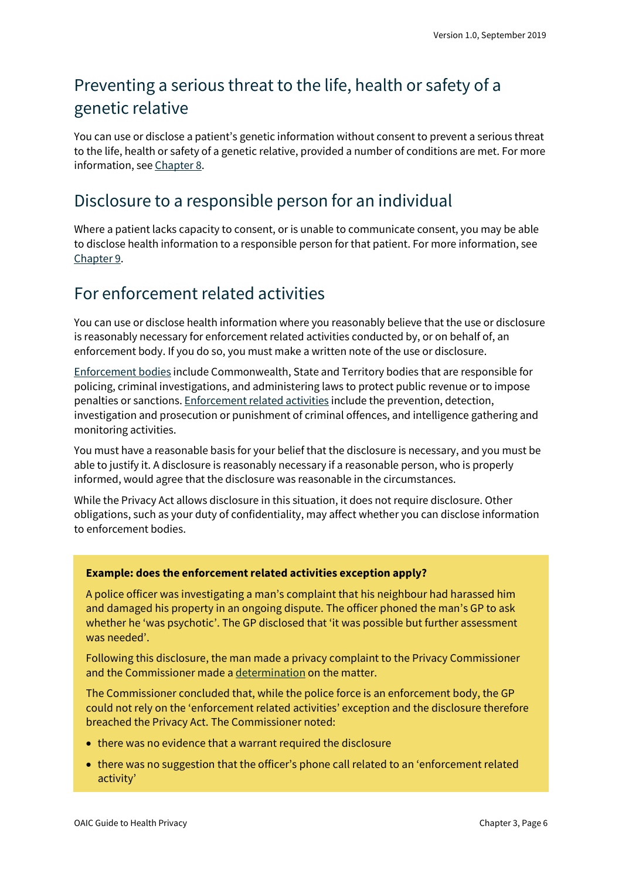## Preventing a serious threat to the life, health or safety of a genetic relative

You can use or disclose a patient's genetic information without consent to prevent a serious threat to the life, health or safety of a genetic relative, provided a number of conditions are met. For more information, see Chapter 8.

## Disclosure to a responsible person for an individual

Where a patient lacks capacity to consent, or is unable to communicate consent, you may be able to disclose health information to a responsible person for that patient. For more information, see Chapter 9.

## For enforcement related activities

You can use or disclose health information where you reasonably believe that the use or disclosure is reasonably necessary for enforcement related activities conducted by, or on behalf of, an enforcement body. If you do so, you must make a written note of the use or disclosure.

Enforcement bodies include Commonwealth, State and Territory bodies that are responsible for policing, criminal investigations, and administering laws to protect public revenue or to impose penalties or sanctions. Enforcement related activities include the prevention, detection, investigation and prosecution or punishment of criminal offences, and intelligence gathering and monitoring activities.

You must have a reasonable basis for your belief that the disclosure is necessary, and you must be able to justify it. A disclosure is reasonably necessary if a reasonable person, who is properly informed, would agree that the disclosure was reasonable in the circumstances.

While the Privacy Act allows disclosure in this situation, it does not require disclosure. Other obligations, such as your duty of confidentiality, may affect whether you can disclose information to enforcement bodies.

> **Example: does the enforcement related activities exception apply?**
>
> A police officer was investigating a man's complaint that his neighbour had harassed him and damaged his property in an ongoing dispute. The officer phoned the man's GP to ask whether he 'was psychotic'. The GP disclosed that 'it was possible but further assessment was needed'.
>
> Following this disclosure, the man made a privacy complaint to the Privacy Commissioner and the Commissioner made a determination on the matter.
>
> The Commissioner concluded that, while the police force is an enforcement body, the GP could not rely on the 'enforcement related activities' exception and the disclosure therefore breached the Privacy Act. The Commissioner noted:
>
> - there was no evidence that a warrant required the disclosure
> - there was no suggestion that the officer's phone call related to an 'enforcement related activity'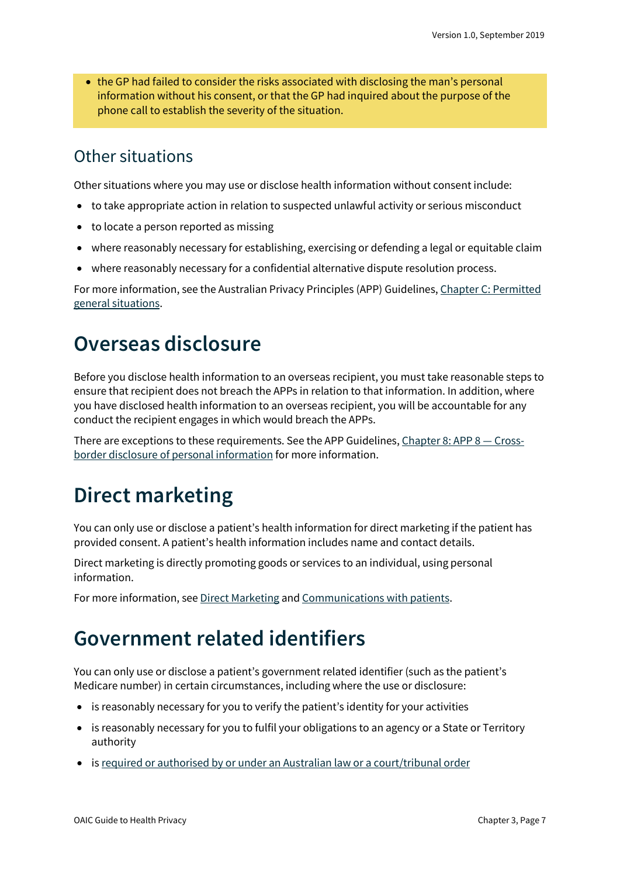- the GP had failed to consider the risks associated with disclosing the man's personal information without his consent, or that the GP had inquired about the purpose of the phone call to establish the severity of the situation.

## Other situations

Other situations where you may use or disclose health information without consent include:

- to take appropriate action in relation to suspected unlawful activity or serious misconduct
- to locate a person reported as missing
- where reasonably necessary for establishing, exercising or defending a legal or equitable claim
- where reasonably necessary for a confidential alternative dispute resolution process.

For more information, see the Australian Privacy Principles (APP) Guidelines, Chapter C: Permitted general situations.

# Overseas disclosure

Before you disclose health information to an overseas recipient, you must take reasonable steps to ensure that recipient does not breach the APPs in relation to that information. In addition, where you have disclosed health information to an overseas recipient, you will be accountable for any conduct the recipient engages in which would breach the APPs.

There are exceptions to these requirements. See the APP Guidelines, Chapter 8: APP 8 — Cross-border disclosure of personal information for more information.

# Direct marketing

You can only use or disclose a patient's health information for direct marketing if the patient has provided consent. A patient's health information includes name and contact details.

Direct marketing is directly promoting goods or services to an individual, using personal information.

For more information, see Direct Marketing and Communications with patients.

# Government related identifiers

You can only use or disclose a patient's government related identifier (such as the patient's Medicare number) in certain circumstances, including where the use or disclosure:

- is reasonably necessary for you to verify the patient's identity for your activities
- is reasonably necessary for you to fulfil your obligations to an agency or a State or Territory authority
- is required or authorised by or under an Australian law or a court/tribunal order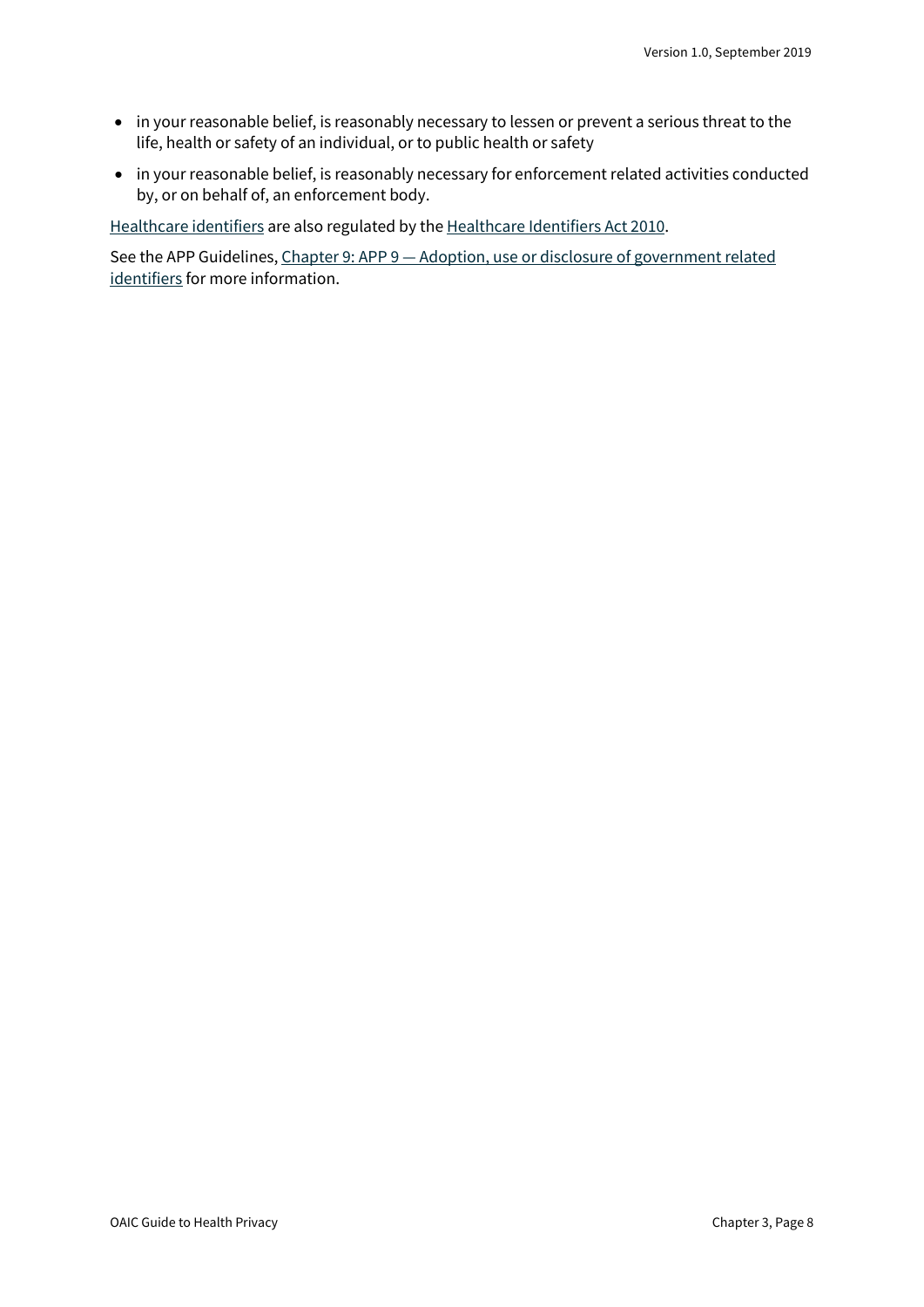- in your reasonable belief, is reasonably necessary to lessen or prevent a serious threat to the life, health or safety of an individual, or to public health or safety
- in your reasonable belief, is reasonably necessary for enforcement related activities conducted by, or on behalf of, an enforcement body.

Healthcare identifiers are also regulated by the Healthcare Identifiers Act 2010.

See the APP Guidelines, Chapter 9: APP 9 — Adoption, use or disclosure of government related identifiers for more information.